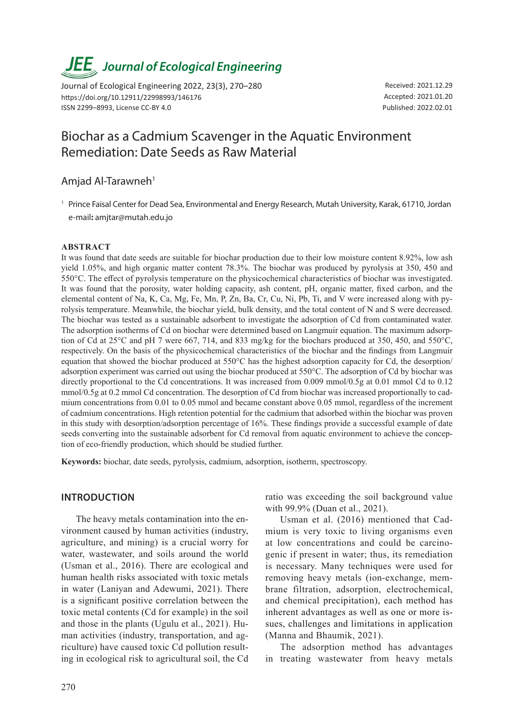# Biochar as a Cadmium Scavenger in the Aquatic Environment Remediation: Date Seeds as Raw Material

Amjad Al-Tarawneh[1]

[1] Prince Faisal Center for Dead Sea, Environmental and Energy Research, Mutah University, Karak, 61710, Jordan
e-mail: amjtar@mutah.edu.jo

Received: 2021.12.29
Accepted: 2021.01.20
Published: 2022.02.01

## ABSTRACT

It was found that date seeds are suitable for biochar production due to their low moisture content 8.92%, low ash yield 1.05%, and high organic matter content 78.3%. The biochar was produced by pyrolysis at 350, 450 and 550°C. The effect of pyrolysis temperature on the physicochemical characteristics of biochar was investigated. It was found that the porosity, water holding capacity, ash content, pH, organic matter, fixed carbon, and the elemental content of Na, K, Ca, Mg, Fe, Mn, P, Zn, Ba, Cr, Cu, Ni, Pb, Ti, and V were increased along with pyrolysis temperature. Meanwhile, the biochar yield, bulk density, and the total content of N and S were decreased. The biochar was tested as a sustainable adsorbent to investigate the adsorption of Cd from contaminated water. The adsorption isotherms of Cd on biochar were determined based on Langmuir equation. The maximum adsorption of Cd at 25°C and pH 7 were 667, 714, and 833 mg/kg for the biochars produced at 350, 450, and 550°C, respectively. On the basis of the physicochemical characteristics of the biochar and the findings from Langmuir equation that showed the biochar produced at 550°C has the highest adsorption capacity for Cd, the desorption/adsorption experiment was carried out using the biochar produced at 550°C. The adsorption of Cd by biochar was directly proportional to the Cd concentrations. It was increased from 0.009 mmol/0.5g at 0.01 mmol Cd to 0.12 mmol/0.5g at 0.2 mmol Cd concentration. The desorption of Cd from biochar was increased proportionally to cadmium concentrations from 0.01 to 0.05 mmol and became constant above 0.05 mmol, regardless of the increment of cadmium concentrations. High retention potential for the cadmium that adsorbed within the biochar was proven in this study with desorption/adsorption percentage of 16%. These findings provide a successful example of date seeds converting into the sustainable adsorbent for Cd removal from aquatic environment to achieve the conception of eco-friendly production, which should be studied further.

**Keywords:** biochar, date seeds, pyrolysis, cadmium, adsorption, isotherm, spectroscopy.

## INTRODUCTION

The heavy metals contamination into the environment caused by human activities (industry, agriculture, and mining) is a crucial worry for water, wastewater, and soils around the world (Usman et al., 2016). There are ecological and human health risks associated with toxic metals in water (Laniyan and Adewumi, 2021). There is a significant positive correlation between the toxic metal contents (Cd for example) in the soil and those in the plants (Ugulu et al., 2021). Human activities (industry, transportation, and agriculture) have caused toxic Cd pollution resulting in ecological risk to agricultural soil, the Cd ratio was exceeding the soil background value with 99.9% (Duan et al., 2021).

Usman et al. (2016) mentioned that Cadmium is very toxic to living organisms even at low concentrations and could be carcinogenic if present in water; thus, its remediation is necessary. Many techniques were used for removing heavy metals (ion-exchange, membrane filtration, adsorption, electrochemical, and chemical precipitation), each method has inherent advantages as well as one or more issues, challenges and limitations in application (Manna and Bhaumik, 2021).

The adsorption method has advantages in treating wastewater from heavy metals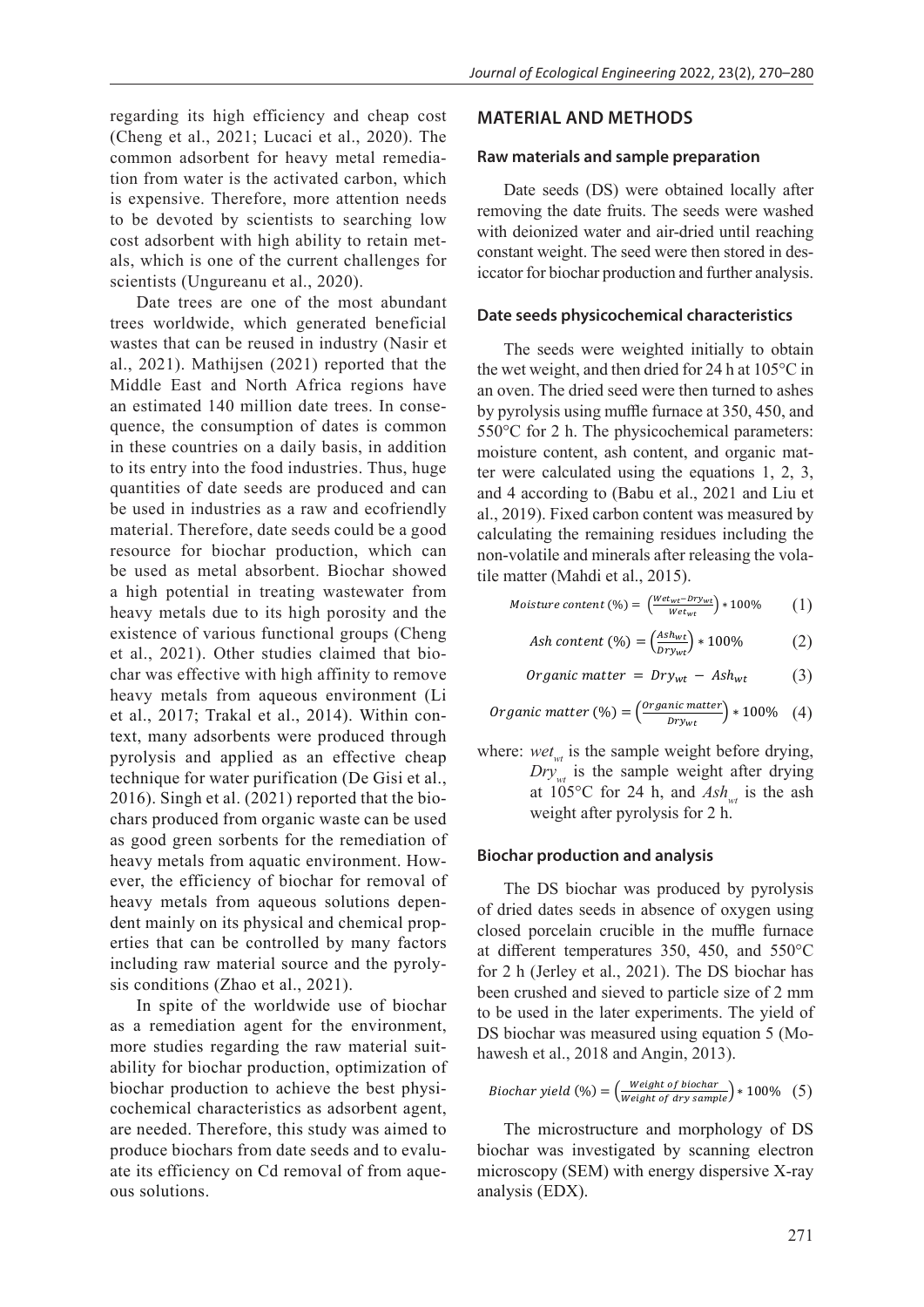regarding its high efficiency and cheap cost (Cheng et al., 2021; Lucaci et al., 2020). The common adsorbent for heavy metal remediation from water is the activated carbon, which is expensive. Therefore, more attention needs to be devoted by scientists to searching low cost adsorbent with high ability to retain metals, which is one of the current challenges for scientists (Ungureanu et al., 2020).

Date trees are one of the most abundant trees worldwide, which generated beneficial wastes that can be reused in industry (Nasir et al., 2021). Mathijsen (2021) reported that the Middle East and North Africa regions have an estimated 140 million date trees. In consequence, the consumption of dates is common in these countries on a daily basis, in addition to its entry into the food industries. Thus, huge quantities of date seeds are produced and can be used in industries as a raw and ecofriendly material. Therefore, date seeds could be a good resource for biochar production, which can be used as metal absorbent. Biochar showed a high potential in treating wastewater from heavy metals due to its high porosity and the existence of various functional groups (Cheng et al., 2021). Other studies claimed that biochar was effective with high affinity to remove heavy metals from aqueous environment (Li et al., 2017; Trakal et al., 2014). Within context, many adsorbents were produced through pyrolysis and applied as an effective cheap technique for water purification (De Gisi et al., 2016). Singh et al. (2021) reported that the biochars produced from organic waste can be used as good green sorbents for the remediation of heavy metals from aquatic environment. However, the efficiency of biochar for removal of heavy metals from aqueous solutions dependent mainly on its physical and chemical properties that can be controlled by many factors including raw material source and the pyrolysis conditions (Zhao et al., 2021).

In spite of the worldwide use of biochar as a remediation agent for the environment, more studies regarding the raw material suitability for biochar production, optimization of biochar production to achieve the best physicochemical characteristics as adsorbent agent, are needed. Therefore, this study was aimed to produce biochars from date seeds and to evaluate its efficiency on Cd removal of from aqueous solutions.

## MATERIAL AND METHODS

### Raw materials and sample preparation

Date seeds (DS) were obtained locally after removing the date fruits. The seeds were washed with deionized water and air-dried until reaching constant weight. The seed were then stored in desiccator for biochar production and further analysis.

### Date seeds physicochemical characteristics

The seeds were weighted initially to obtain the wet weight, and then dried for 24 h at 105°C in an oven. The dried seed were then turned to ashes by pyrolysis using muffle furnace at 350, 450, and 550°C for 2 h. The physicochemical parameters: moisture content, ash content, and organic matter were calculated using the equations 1, 2, 3, and 4 according to (Babu et al., 2021 and Liu et al., 2019). Fixed carbon content was measured by calculating the remaining residues including the non-volatile and minerals after releasing the volatile matter (Mahdi et al., 2015).

$$Moisture\ content\ (\%) = \left(\frac{Wet_{wt} - Dry_{wt}}{Wet_{wt}}\right) * 100\% \quad (1)$$

$$Ash\ content\ (\%) = \left(\frac{Ash_{wt}}{Dry_{wt}}\right) * 100\% \quad (2)$$

$$Organic\ matter = Dry_{wt} - Ash_{wt} \quad (3)$$

$$Organic\ matter\ (\%) = \left(\frac{Organic\ matter}{Dry_{wt}}\right) * 100\% \quad (4)$$

where: $wet_{wt}$ is the sample weight before drying, $Dry_{wt}$ is the sample weight after drying at 105°C for 24 h, and $Ash_{wt}$ is the ash weight after pyrolysis for 2 h.

### Biochar production and analysis

The DS biochar was produced by pyrolysis of dried dates seeds in absence of oxygen using closed porcelain crucible in the muffle furnace at different temperatures 350, 450, and 550°C for 2 h (Jerley et al., 2021). The DS biochar has been crushed and sieved to particle size of 2 mm to be used in the later experiments. The yield of DS biochar was measured using equation 5 (Mohawesh et al., 2018 and Angin, 2013).

$$Biochar\ yield\ (\%) = \left(\frac{Weight\ of\ biochar}{Weight\ of\ dry\ sample}\right) * 100\% \quad (5)$$

The microstructure and morphology of DS biochar was investigated by scanning electron microscopy (SEM) with energy dispersive X-ray analysis (EDX).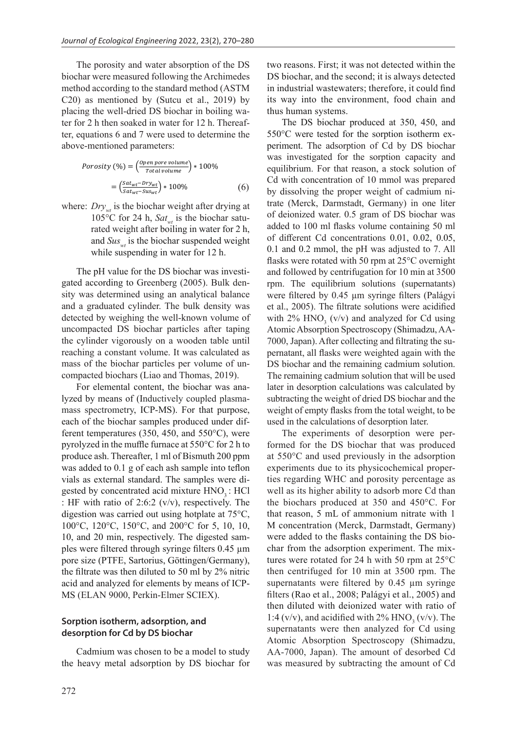The porosity and water absorption of the DS biochar were measured following the Archimedes method according to the standard method (ASTM C20) as mentioned by (Sutcu et al., 2019) by placing the well-dried DS biochar in boiling water for 2 h then soaked in water for 12 h. Thereafter, equations 6 and 7 were used to determine the above-mentioned parameters:

$$Porosity\ (\%) = \left(\frac{Open\ pore\ volume}{Total\ volume}\right) * 100\%$$

$$= \left(\frac{Sat_{wt} - Dry_{wt}}{Sat_{wt} - Sus_{wt}}\right) * 100\% \quad (6)$$

where: $Dry_{wt}$ is the biochar weight after drying at 105°C for 24 h, $Sat_{wt}$ is the biochar saturated weight after boiling in water for 2 h, and $Sus_{wt}$ is the biochar suspended weight while suspending in water for 12 h.

The pH value for the DS biochar was investigated according to Greenberg (2005). Bulk density was determined using an analytical balance and a graduated cylinder. The bulk density was detected by weighing the well-known volume of uncompacted DS biochar particles after taping the cylinder vigorously on a wooden table until reaching a constant volume. It was calculated as mass of the biochar particles per volume of uncompacted biochars (Liao and Thomas, 2019).

For elemental content, the biochar was analyzed by means of (Inductively coupled plasma-mass spectrometry, ICP-MS). For that purpose, each of the biochar samples produced under different temperatures (350, 450, and 550°C), were pyrolyzed in the muffle furnace at 550°C for 2 h to produce ash. Thereafter, 1 ml of Bismuth 200 ppm was added to 0.1 g of each ash sample into teflon vials as external standard. The samples were digested by concentrated acid mixture $HNO_3$ : HCl : HF with ratio of 2:6:2 (v/v), respectively. The digestion was carried out using hotplate at 75°C, 100°C, 120°C, 150°C, and 200°C for 5, 10, 10, 10, and 20 min, respectively. The digested samples were filtered through syringe filters 0.45 µm pore size (PTFE, Sartorius, Göttingen/Germany), the filtrate was then diluted to 50 ml by 2% nitric acid and analyzed for elements by means of ICP-MS (ELAN 9000, Perkin-Elmer SCIEX).

### Sorption isotherm, adsorption, and desorption for Cd by DS biochar

Cadmium was chosen to be a model to study the heavy metal adsorption by DS biochar for two reasons. First; it was not detected within the DS biochar, and the second; it is always detected in industrial wastewaters; therefore, it could find its way into the environment, food chain and thus human systems.

The DS biochar produced at 350, 450, and 550°C were tested for the sorption isotherm experiment. The adsorption of Cd by DS biochar was investigated for the sorption capacity and equilibrium. For that reason, a stock solution of Cd with concentration of 10 mmol was prepared by dissolving the proper weight of cadmium nitrate (Merck, Darmstadt, Germany) in one liter of deionized water. 0.5 gram of DS biochar was added to 100 ml flasks volume containing 50 ml of different Cd concentrations 0.01, 0.02, 0.05, 0.1 and 0.2 mmol, the pH was adjusted to 7. All flasks were rotated with 50 rpm at 25°C overnight and followed by centrifugation for 10 min at 3500 rpm. The equilibrium solutions (supernatants) were filtered by 0.45 µm syringe filters (Palágyi et al., 2005). The filtrate solutions were acidified with 2% $HNO_3$ (v/v) and analyzed for Cd using Atomic Absorption Spectroscopy (Shimadzu, AA-7000, Japan). After collecting and filtrating the supernatant, all flasks were weighted again with the DS biochar and the remaining cadmium solution. The remaining cadmium solution that will be used later in desorption calculations was calculated by subtracting the weight of dried DS biochar and the weight of empty flasks from the total weight, to be used in the calculations of desorption later.

The experiments of desorption were performed for the DS biochar that was produced at 550°C and used previously in the adsorption experiments due to its physicochemical properties regarding WHC and porosity percentage as well as its higher ability to adsorb more Cd than the biochars produced at 350 and 450°C. For that reason, 5 mL of ammonium nitrate with 1 M concentration (Merck, Darmstadt, Germany) were added to the flasks containing the DS biochar from the adsorption experiment. The mixtures were rotated for 24 h with 50 rpm at 25°C then centrifuged for 10 min at 3500 rpm. The supernatants were filtered by 0.45 µm syringe filters (Rao et al., 2008; Palágyi et al., 2005) and then diluted with deionized water with ratio of 1:4 (v/v), and acidified with 2% $HNO_3$ (v/v). The supernatants were then analyzed for Cd using Atomic Absorption Spectroscopy (Shimadzu, AA-7000, Japan). The amount of desorbed Cd was measured by subtracting the amount of Cd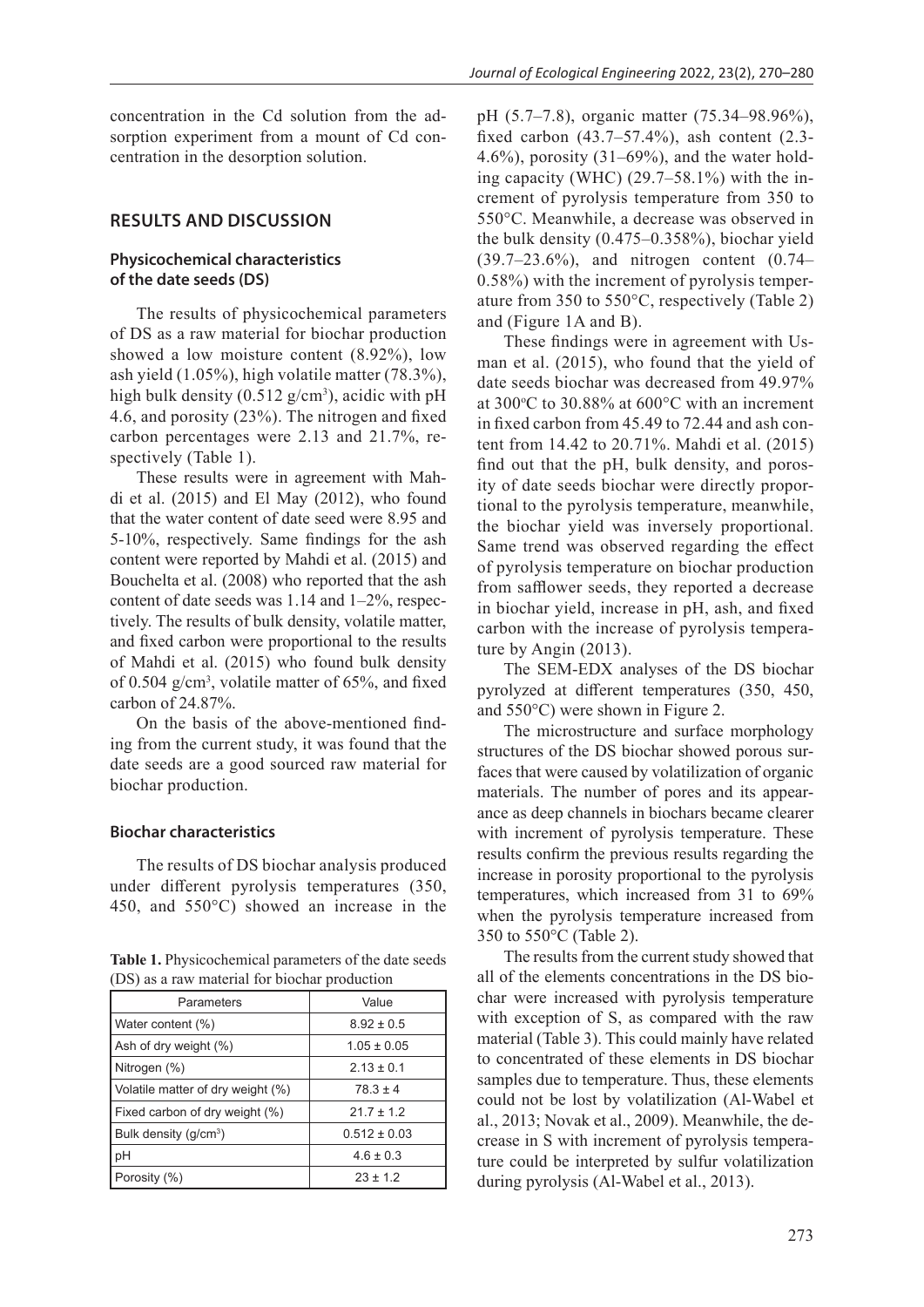concentration in the Cd solution from the adsorption experiment from a mount of Cd concentration in the desorption solution.

## RESULTS AND DISCUSSION

### Physicochemical characteristics of the date seeds (DS)

The results of physicochemical parameters of DS as a raw material for biochar production showed a low moisture content (8.92%), low ash yield (1.05%), high volatile matter (78.3%), high bulk density (0.512 g/cm$^3$), acidic with pH 4.6, and porosity (23%). The nitrogen and fixed carbon percentages were 2.13 and 21.7%, respectively (Table 1).

These results were in agreement with Mahdi et al. (2015) and El May (2012), who found that the water content of date seed were 8.95 and 5-10%, respectively. Same findings for the ash content were reported by Mahdi et al. (2015) and Bouchelta et al. (2008) who reported that the ash content of date seeds was 1.14 and 1–2%, respectively. The results of bulk density, volatile matter, and fixed carbon were proportional to the results of Mahdi et al. (2015) who found bulk density of 0.504 g/cm$^3$, volatile matter of 65%, and fixed carbon of 24.87%.

On the basis of the above-mentioned finding from the current study, it was found that the date seeds are a good sourced raw material for biochar production.

### Biochar characteristics

The results of DS biochar analysis produced under different pyrolysis temperatures (350, 450, and 550°C) showed an increase in the pH (5.7–7.8), organic matter (75.34–98.96%), fixed carbon (43.7–57.4%), ash content (2.3-4.6%), porosity (31–69%), and the water holding capacity (WHC) (29.7–58.1%) with the increment of pyrolysis temperature from 350 to 550°C. Meanwhile, a decrease was observed in the bulk density (0.475–0.358%), biochar yield (39.7–23.6%), and nitrogen content (0.74–0.58%) with the increment of pyrolysis temperature from 350 to 550°C, respectively (Table 2) and (Figure 1A and B).

**Table 1.** Physicochemical parameters of the date seeds (DS) as a raw material for biochar production

| Parameters | Value |
|---|---|
| Water content (%) | 8.92 ± 0.5 |
| Ash of dry weight (%) | 1.05 ± 0.05 |
| Nitrogen (%) | 2.13 ± 0.1 |
| Volatile matter of dry weight (%) | 78.3 ± 4 |
| Fixed carbon of dry weight (%) | 21.7 ± 1.2 |
| Bulk density (g/cm$^3$) | 0.512 ± 0.03 |
| pH | 4.6 ± 0.3 |
| Porosity (%) | 23 ± 1.2 |

These findings were in agreement with Usman et al. (2015), who found that the yield of date seeds biochar was decreased from 49.97% at 300°C to 30.88% at 600°C with an increment in fixed carbon from 45.49 to 72.44 and ash content from 14.42 to 20.71%. Mahdi et al. (2015) find out that the pH, bulk density, and porosity of date seeds biochar were directly proportional to the pyrolysis temperature, meanwhile, the biochar yield was inversely proportional. Same trend was observed regarding the effect of pyrolysis temperature on biochar production from safflower seeds, they reported a decrease in biochar yield, increase in pH, ash, and fixed carbon with the increase of pyrolysis temperature by Angin (2013).

The SEM-EDX analyses of the DS biochar pyrolyzed at different temperatures (350, 450, and 550°C) were shown in Figure 2.

The microstructure and surface morphology structures of the DS biochar showed porous surfaces that were caused by volatilization of organic materials. The number of pores and its appearance as deep channels in biochars became clearer with increment of pyrolysis temperature. These results confirm the previous results regarding the increase in porosity proportional to the pyrolysis temperatures, which increased from 31 to 69% when the pyrolysis temperature increased from 350 to 550°C (Table 2).

The results from the current study showed that all of the elements concentrations in the DS biochar were increased with pyrolysis temperature with exception of S, as compared with the raw material (Table 3). This could mainly have related to concentrated of these elements in DS biochar samples due to temperature. Thus, these elements could not be lost by volatilization (Al-Wabel et al., 2013; Novak et al., 2009). Meanwhile, the decrease in S with increment of pyrolysis temperature could be interpreted by sulfur volatilization during pyrolysis (Al-Wabel et al., 2013).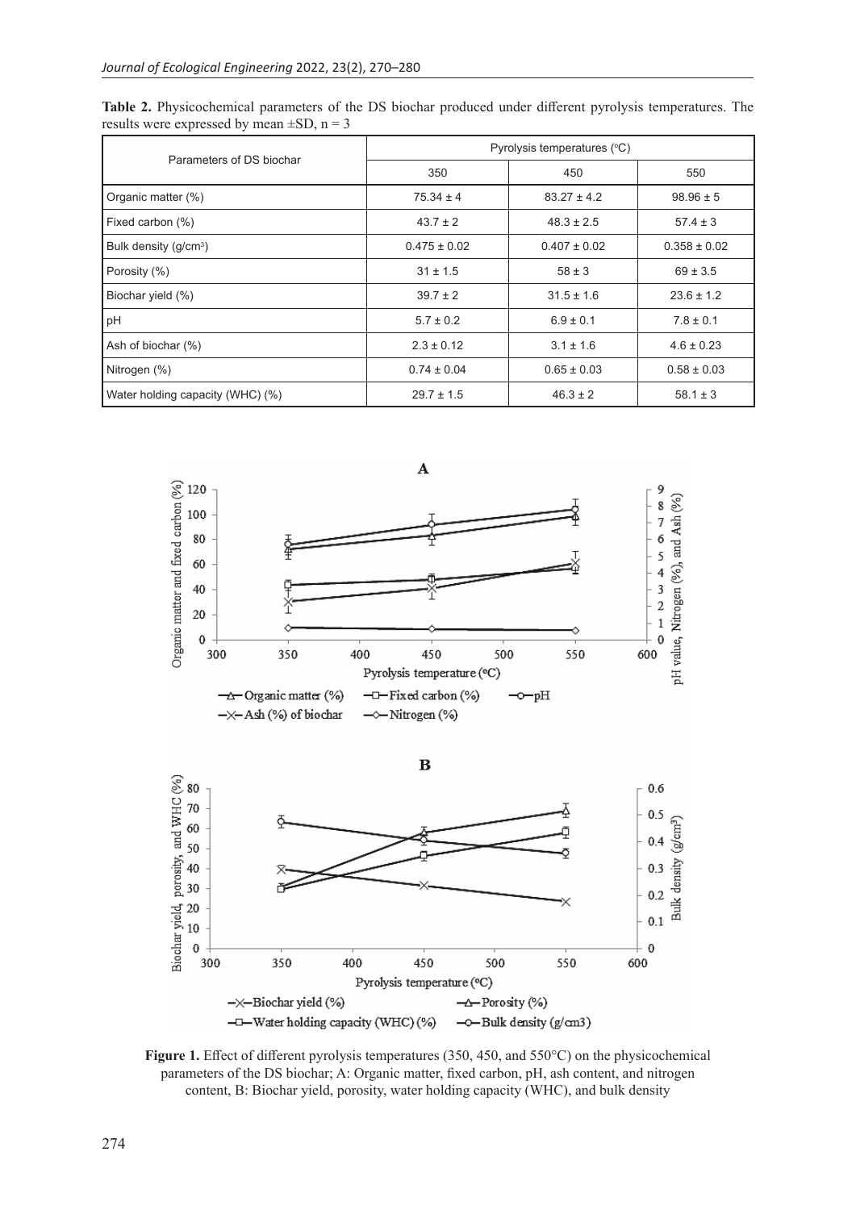**Table 2.** Physicochemical parameters of the DS biochar produced under different pyrolysis temperatures. The results were expressed by mean ±SD, n = 3

| Parameters of DS biochar | Pyrolysis temperatures (°C) | | |
|---|---|---|---|
| | 350 | 450 | 550 |
| Organic matter (%) | 75.34 ± 4 | 83.27 ± 4.2 | 98.96 ± 5 |
| Fixed carbon (%) | 43.7 ± 2 | 48.3 ± 2.5 | 57.4 ± 3 |
| Bulk density (g/cm³) | 0.475 ± 0.02 | 0.407 ± 0.02 | 0.358 ± 0.02 |
| Porosity (%) | 31 ± 1.5 | 58 ± 3 | 69 ± 3.5 |
| Biochar yield (%) | 39.7 ± 2 | 31.5 ± 1.6 | 23.6 ± 1.2 |
| pH | 5.7 ± 0.2 | 6.9 ± 0.1 | 7.8 ± 0.1 |
| Ash of biochar (%) | 2.3 ± 0.12 | 3.1 ± 1.6 | 4.6 ± 0.23 |
| Nitrogen (%) | 0.74 ± 0.04 | 0.65 ± 0.03 | 0.58 ± 0.03 |
| Water holding capacity (WHC) (%) | 29.7 ± 1.5 | 46.3 ± 2 | 58.1 ± 3 |

**Figure 1.** Effect of different pyrolysis temperatures (350, 450, and 550°C) on the physicochemical parameters of the DS biochar; A: Organic matter, fixed carbon, pH, ash content, and nitrogen content, B: Biochar yield, porosity, water holding capacity (WHC), and bulk density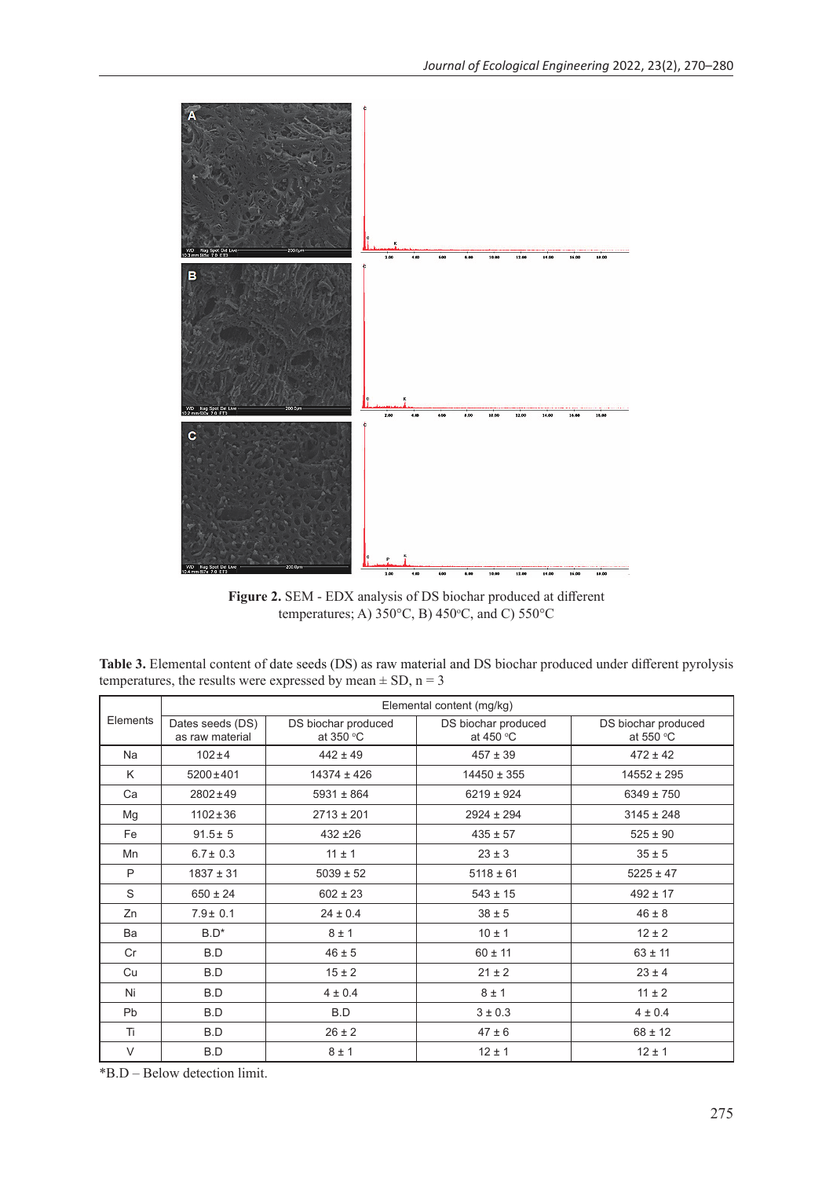**Figure 2.** SEM - EDX analysis of DS biochar produced at different temperatures; A) 350°C, B) 450°C, and C) 550°C

**Table 3.** Elemental content of date seeds (DS) as raw material and DS biochar produced under different pyrolysis temperatures, the results were expressed by mean ± SD, n = 3

| Elements | Elemental content (mg/kg) | | | |
|---|---|---|---|---|
| | Dates seeds (DS) as raw material | DS biochar produced at 350 °C | DS biochar produced at 450 °C | DS biochar produced at 550 °C |
| Na | 102±4 | 442 ± 49 | 457 ± 39 | 472 ± 42 |
| K | 5200±401 | 14374 ± 426 | 14450 ± 355 | 14552 ± 295 |
| Ca | 2802±49 | 5931 ± 864 | 6219 ± 924 | 6349 ± 750 |
| Mg | 1102±36 | 2713 ± 201 | 2924 ± 294 | 3145 ± 248 |
| Fe | 91.5± 5 | 432 ±26 | 435 ± 57 | 525 ± 90 |
| Mn | 6.7± 0.3 | 11 ± 1 | 23 ± 3 | 35 ± 5 |
| P | 1837 ± 31 | 5039 ± 52 | 5118 ± 61 | 5225 ± 47 |
| S | 650 ± 24 | 602 ± 23 | 543 ± 15 | 492 ± 17 |
| Zn | 7.9± 0.1 | 24 ± 0.4 | 38 ± 5 | 46 ± 8 |
| Ba | B.D* | 8 ± 1 | 10 ± 1 | 12 ± 2 |
| Cr | B.D | 46 ± 5 | 60 ± 11 | 63 ± 11 |
| Cu | B.D | 15 ± 2 | 21 ± 2 | 23 ± 4 |
| Ni | B.D | 4 ± 0.4 | 8 ± 1 | 11 ± 2 |
| Pb | B.D | B.D | 3 ± 0.3 | 4 ± 0.4 |
| Ti | B.D | 26 ± 2 | 47 ± 6 | 68 ± 12 |
| V | B.D | 8 ± 1 | 12 ± 1 | 12 ± 1 |

*B.D – Below detection limit.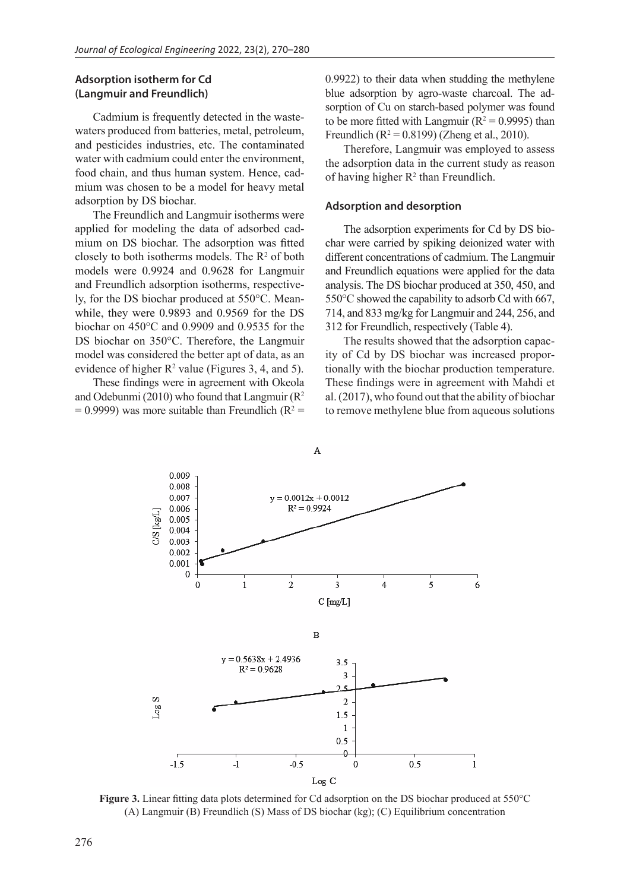### Adsorption isotherm for Cd (Langmuir and Freundlich)

Cadmium is frequently detected in the wastewaters produced from batteries, metal, petroleum, and pesticides industries, etc. The contaminated water with cadmium could enter the environment, food chain, and thus human system. Hence, cadmium was chosen to be a model for heavy metal adsorption by DS biochar.

The Freundlich and Langmuir isotherms were applied for modeling the data of adsorbed cadmium on DS biochar. The adsorption was fitted closely to both isotherms models. The $R^2$ of both models were 0.9924 and 0.9628 for Langmuir and Freundlich adsorption isotherms, respectively, for the DS biochar produced at 550°C. Meanwhile, they were 0.9893 and 0.9569 for the DS biochar on 450°C and 0.9909 and 0.9535 for the DS biochar on 350°C. Therefore, the Langmuir model was considered the better apt of data, as an evidence of higher $R^2$ value (Figures 3, 4, and 5).

These findings were in agreement with Okeola and Odebunmi (2010) who found that Langmuir ($R^2 = 0.9999$) was more suitable than Freundlich ($R^2 = 0.9922$) to their data when studding the methylene blue adsorption by agro-waste charcoal. The adsorption of Cu on starch-based polymer was found to be more fitted with Langmuir ($R^2 = 0.9995$) than Freundlich ($R^2 = 0.8199$) (Zheng et al., 2010).

Therefore, Langmuir was employed to assess the adsorption data in the current study as reason of having higher $R^2$ than Freundlich.

### Adsorption and desorption

The adsorption experiments for Cd by DS biochar were carried by spiking deionized water with different concentrations of cadmium. The Langmuir and Freundlich equations were applied for the data analysis. The DS biochar produced at 350, 450, and 550°C showed the capability to adsorb Cd with 667, 714, and 833 mg/kg for Langmuir and 244, 256, and 312 for Freundlich, respectively (Table 4).

The results showed that the adsorption capacity of Cd by DS biochar was increased proportionally with the biochar production temperature. These findings were in agreement with Mahdi et al. (2017), who found out that the ability of biochar to remove methylene blue from aqueous solutions

**Figure 3.** Linear fitting data plots determined for Cd adsorption on the DS biochar produced at 550°C (A) Langmuir (B) Freundlich (S) Mass of DS biochar (kg); (C) Equilibrium concentration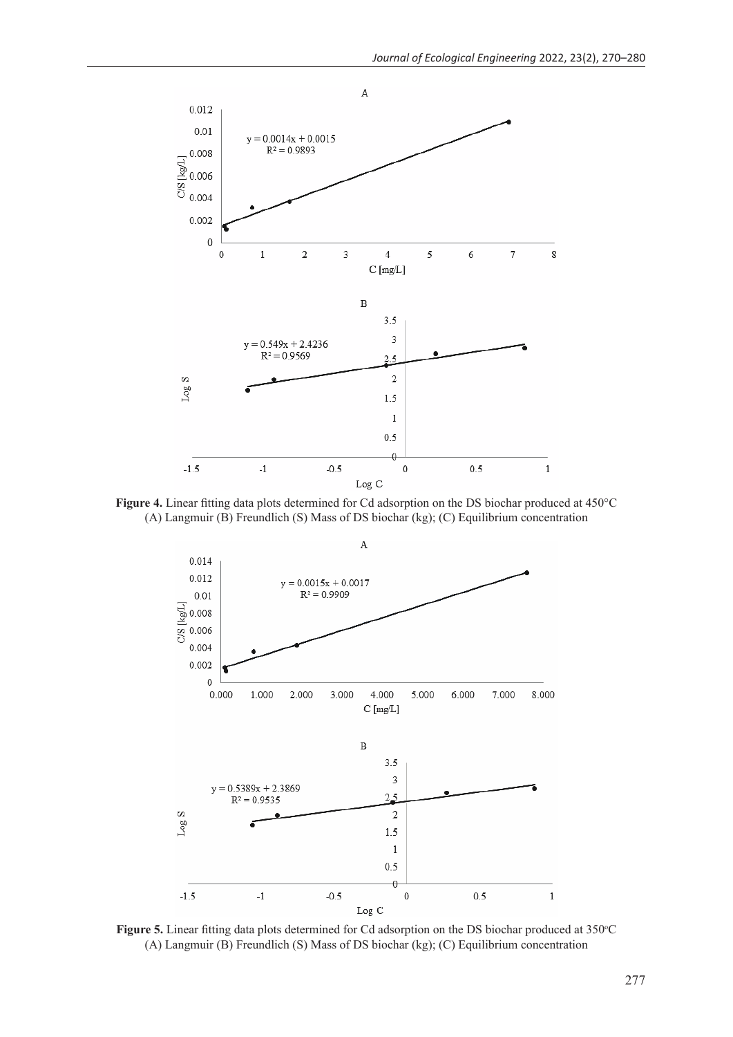**Figure 4.** Linear fitting data plots determined for Cd adsorption on the DS biochar produced at 450°C (A) Langmuir (B) Freundlich (S) Mass of DS biochar (kg); (C) Equilibrium concentration

**Figure 5.** Linear fitting data plots determined for Cd adsorption on the DS biochar produced at 350°C (A) Langmuir (B) Freundlich (S) Mass of DS biochar (kg); (C) Equilibrium concentration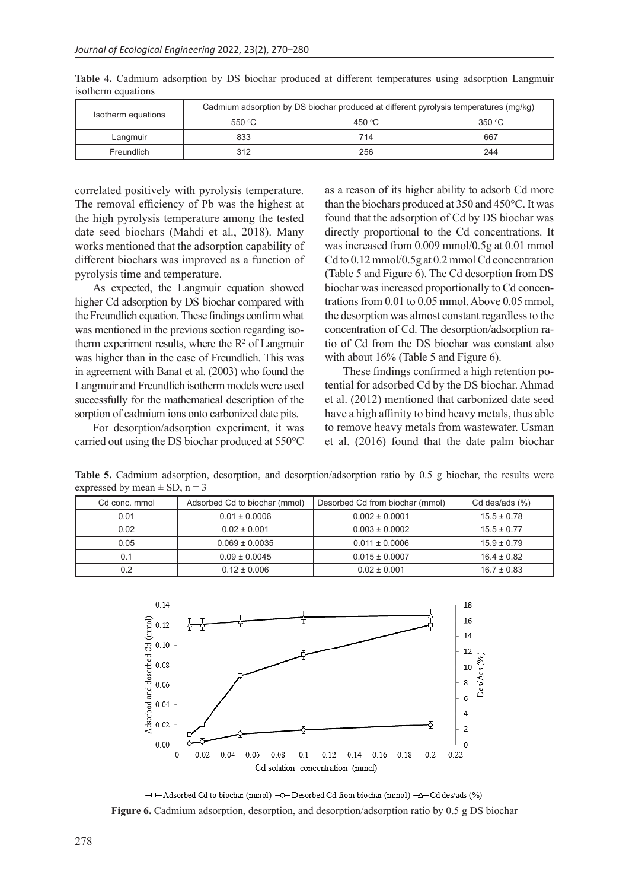**Table 4.** Cadmium adsorption by DS biochar produced at different temperatures using adsorption Langmuir isotherm equations

| Isotherm equations | Cadmium adsorption by DS biochar produced at different pyrolysis temperatures (mg/kg) | | |
|---|---|---|---|
| | 550 °C | 450 °C | 350 °C |
| Langmuir | 833 | 714 | 667 |
| Freundlich | 312 | 256 | 244 |

correlated positively with pyrolysis temperature. The removal efficiency of Pb was the highest at the high pyrolysis temperature among the tested date seed biochars (Mahdi et al., 2018). Many works mentioned that the adsorption capability of different biochars was improved as a function of pyrolysis time and temperature.

As expected, the Langmuir equation showed higher Cd adsorption by DS biochar compared with the Freundlich equation. These findings confirm what was mentioned in the previous section regarding isotherm experiment results, where the $R^2$ of Langmuir was higher than in the case of Freundlich. This was in agreement with Banat et al. (2003) who found the Langmuir and Freundlich isotherm models were used successfully for the mathematical description of the sorption of cadmium ions onto carbonized date pits.

For desorption/adsorption experiment, it was carried out using the DS biochar produced at 550°C as a reason of its higher ability to adsorb Cd more than the biochars produced at 350 and 450°C. It was found that the adsorption of Cd by DS biochar was directly proportional to the Cd concentrations. It was increased from 0.009 mmol/0.5g at 0.01 mmol Cd to 0.12 mmol/0.5g at 0.2 mmol Cd concentration (Table 5 and Figure 6). The Cd desorption from DS biochar was increased proportionally to Cd concentrations from 0.01 to 0.05 mmol. Above 0.05 mmol, the desorption was almost constant regardless to the concentration of Cd. The desorption/adsorption ratio of Cd from the DS biochar was constant also with about 16% (Table 5 and Figure 6).

These findings confirmed a high retention potential for adsorbed Cd by the DS biochar. Ahmad et al. (2012) mentioned that carbonized date seed have a high affinity to bind heavy metals, thus able to remove heavy metals from wastewater. Usman et al. (2016) found that the date palm biochar

**Table 5.** Cadmium adsorption, desorption, and desorption/adsorption ratio by 0.5 g biochar, the results were expressed by mean ± SD, n = 3

| Cd conc. mmol | Adsorbed Cd to biochar (mmol) | Desorbed Cd from biochar (mmol) | Cd des/ads (%) |
|---|---|---|---|
| 0.01 | 0.01 ± 0.0006 | 0.002 ± 0.0001 | 15.5 ± 0.78 |
| 0.02 | 0.02 ± 0.001 | 0.003 ± 0.0002 | 15.5 ± 0.77 |
| 0.05 | 0.069 ± 0.0035 | 0.011 ± 0.0006 | 15.9 ± 0.79 |
| 0.1 | 0.09 ± 0.0045 | 0.015 ± 0.0007 | 16.4 ± 0.82 |
| 0.2 | 0.12 ± 0.006 | 0.02 ± 0.001 | 16.7 ± 0.83 |

**Figure 6.** Cadmium adsorption, desorption, and desorption/adsorption ratio by 0.5 g DS biochar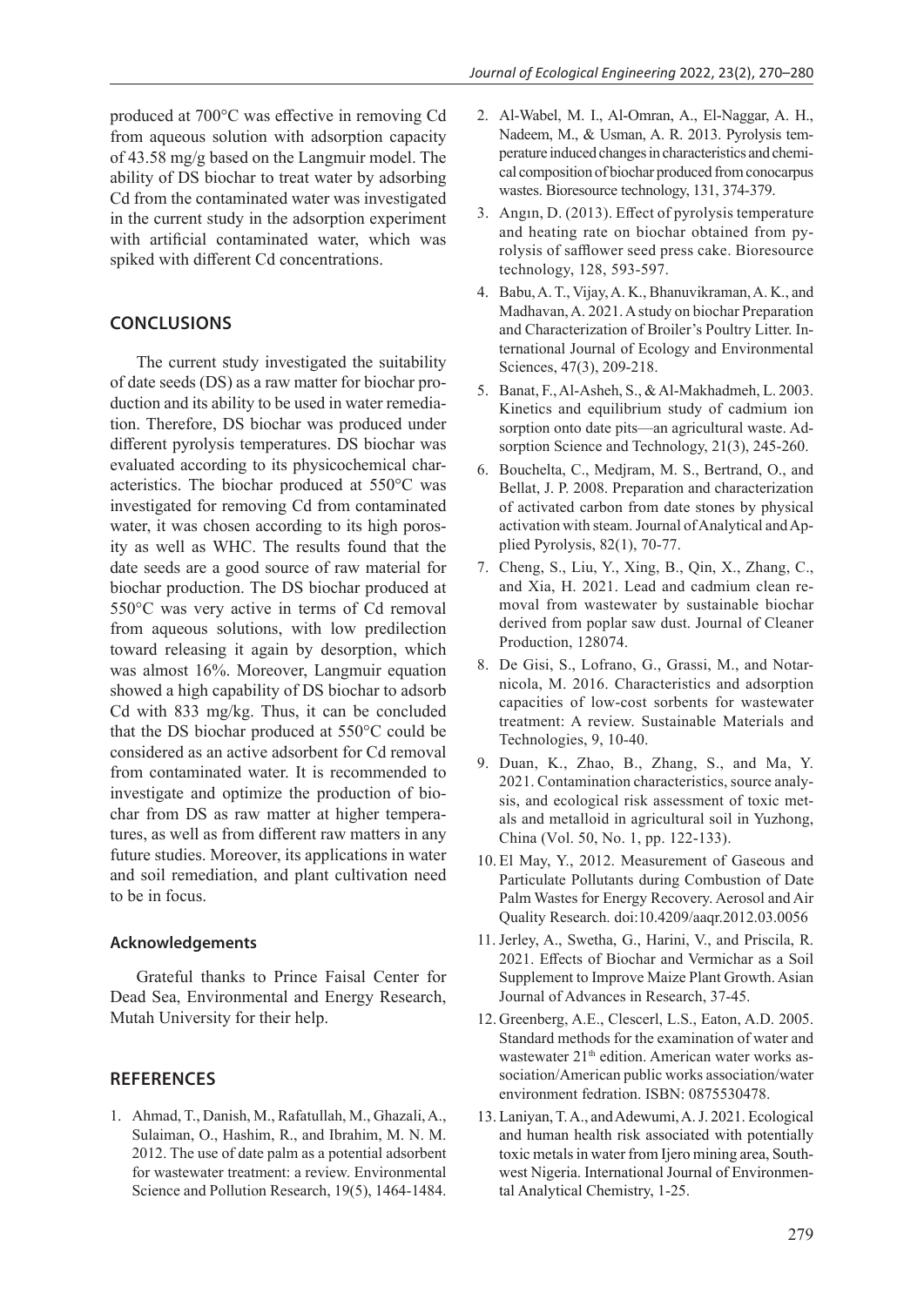produced at 700°C was effective in removing Cd from aqueous solution with adsorption capacity of 43.58 mg/g based on the Langmuir model. The ability of DS biochar to treat water by adsorbing Cd from the contaminated water was investigated in the current study in the adsorption experiment with artificial contaminated water, which was spiked with different Cd concentrations.

## CONCLUSIONS

The current study investigated the suitability of date seeds (DS) as a raw matter for biochar production and its ability to be used in water remediation. Therefore, DS biochar was produced under different pyrolysis temperatures. DS biochar was evaluated according to its physicochemical characteristics. The biochar produced at 550°C was investigated for removing Cd from contaminated water, it was chosen according to its high porosity as well as WHC. The results found that the date seeds are a good source of raw material for biochar production. The DS biochar produced at 550°C was very active in terms of Cd removal from aqueous solutions, with low predilection toward releasing it again by desorption, which was almost 16%. Moreover, Langmuir equation showed a high capability of DS biochar to adsorb Cd with 833 mg/kg. Thus, it can be concluded that the DS biochar produced at 550°C could be considered as an active adsorbent for Cd removal from contaminated water. It is recommended to investigate and optimize the production of biochar from DS as raw matter at higher temperatures, as well as from different raw matters in any future studies. Moreover, its applications in water and soil remediation, and plant cultivation need to be in focus.

### Acknowledgements

Grateful thanks to Prince Faisal Center for Dead Sea, Environmental and Energy Research, Mutah University for their help.

## REFERENCES

1. Ahmad, T., Danish, M., Rafatullah, M., Ghazali, A., Sulaiman, O., Hashim, R., and Ibrahim, M. N. M. 2012. The use of date palm as a potential adsorbent for wastewater treatment: a review. Environmental Science and Pollution Research, 19(5), 1464-1484.
2. Al-Wabel, M. I., Al-Omran, A., El-Naggar, A. H., Nadeem, M., & Usman, A. R. 2013. Pyrolysis temperature induced changes in characteristics and chemical composition of biochar produced from conocarpus wastes. Bioresource technology, 131, 374-379.
3. Angın, D. (2013). Effect of pyrolysis temperature and heating rate on biochar obtained from pyrolysis of safflower seed press cake. Bioresource technology, 128, 593-597.
4. Babu, A. T., Vijay, A. K., Bhanuvikraman, A. K., and Madhavan, A. 2021. A study on biochar Preparation and Characterization of Broiler's Poultry Litter. International Journal of Ecology and Environmental Sciences, 47(3), 209-218.
5. Banat, F., Al-Asheh, S., & Al-Makhadmeh, L. 2003. Kinetics and equilibrium study of cadmium ion sorption onto date pits—an agricultural waste. Adsorption Science and Technology, 21(3), 245-260.
6. Bouchelta, C., Medjram, M. S., Bertrand, O., and Bellat, J. P. 2008. Preparation and characterization of activated carbon from date stones by physical activation with steam. Journal of Analytical and Applied Pyrolysis, 82(1), 70-77.
7. Cheng, S., Liu, Y., Xing, B., Qin, X., Zhang, C., and Xia, H. 2021. Lead and cadmium clean removal from wastewater by sustainable biochar derived from poplar saw dust. Journal of Cleaner Production, 128074.
8. De Gisi, S., Lofrano, G., Grassi, M., and Notarnicola, M. 2016. Characteristics and adsorption capacities of low-cost sorbents for wastewater treatment: A review. Sustainable Materials and Technologies, 9, 10-40.
9. Duan, K., Zhao, B., Zhang, S., and Ma, Y. 2021. Contamination characteristics, source analysis, and ecological risk assessment of toxic metals and metalloid in agricultural soil in Yuzhong, China (Vol. 50, No. 1, pp. 122-133).
10. El May, Y., 2012. Measurement of Gaseous and Particulate Pollutants during Combustion of Date Palm Wastes for Energy Recovery. Aerosol and Air Quality Research. doi:10.4209/aaqr.2012.03.0056
11. Jerley, A., Swetha, G., Harini, V., and Priscila, R. 2021. Effects of Biochar and Vermichar as a Soil Supplement to Improve Maize Plant Growth. Asian Journal of Advances in Research, 37-45.
12. Greenberg, A.E., Clescerl, L.S., Eaton, A.D. 2005. Standard methods for the examination of water and wastewater 21th edition. American water works association/American public works association/water environment fedration. ISBN: 0875530478.
13. Laniyan, T. A., and Adewumi, A. J. 2021. Ecological and human health risk associated with potentially toxic metals in water from Ijero mining area, Southwest Nigeria. International Journal of Environmental Analytical Chemistry, 1-25.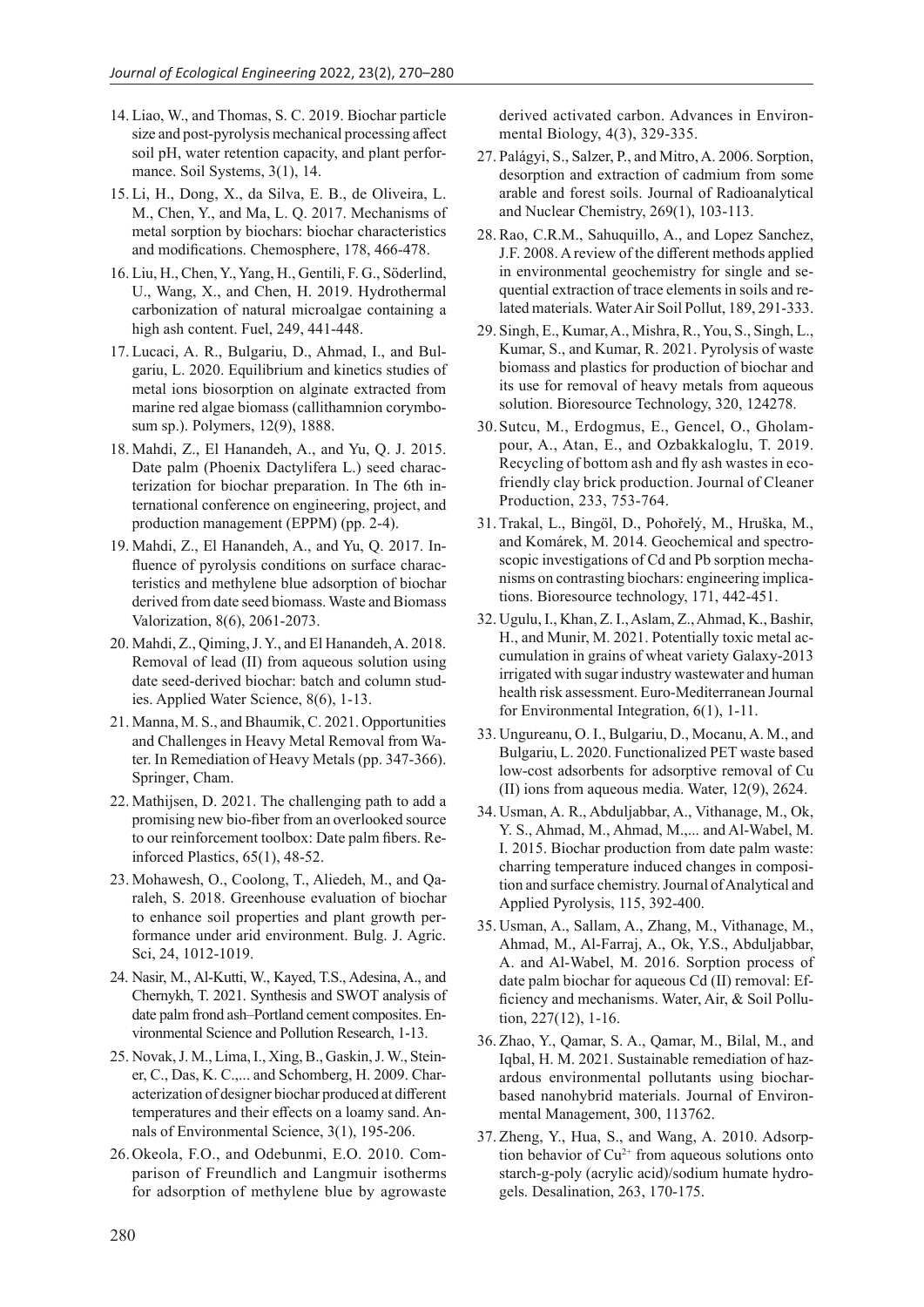14. Liao, W., and Thomas, S. C. 2019. Biochar particle size and post-pyrolysis mechanical processing affect soil pH, water retention capacity, and plant performance. Soil Systems, 3(1), 14.
15. Li, H., Dong, X., da Silva, E. B., de Oliveira, L. M., Chen, Y., and Ma, L. Q. 2017. Mechanisms of metal sorption by biochars: biochar characteristics and modifications. Chemosphere, 178, 466-478.
16. Liu, H., Chen, Y., Yang, H., Gentili, F. G., Söderlind, U., Wang, X., and Chen, H. 2019. Hydrothermal carbonization of natural microalgae containing a high ash content. Fuel, 249, 441-448.
17. Lucaci, A. R., Bulgariu, D., Ahmad, I., and Bulgariu, L. 2020. Equilibrium and kinetics studies of metal ions biosorption on alginate extracted from marine red algae biomass (callithamnion corymbosum sp.). Polymers, 12(9), 1888.
18. Mahdi, Z., El Hanandeh, A., and Yu, Q. J. 2015. Date palm (Phoenix Dactylifera L.) seed characterization for biochar preparation. In The 6th international conference on engineering, project, and production management (EPPM) (pp. 2-4).
19. Mahdi, Z., El Hanandeh, A., and Yu, Q. 2017. Influence of pyrolysis conditions on surface characteristics and methylene blue adsorption of biochar derived from date seed biomass. Waste and Biomass Valorization, 8(6), 2061-2073.
20. Mahdi, Z., Qiming, J. Y., and El Hanandeh, A. 2018. Removal of lead (II) from aqueous solution using date seed-derived biochar: batch and column studies. Applied Water Science, 8(6), 1-13.
21. Manna, M. S., and Bhaumik, C. 2021. Opportunities and Challenges in Heavy Metal Removal from Water. In Remediation of Heavy Metals (pp. 347-366). Springer, Cham.
22. Mathijsen, D. 2021. The challenging path to add a promising new bio-fiber from an overlooked source to our reinforcement toolbox: Date palm fibers. Reinforced Plastics, 65(1), 48-52.
23. Mohawesh, O., Coolong, T., Aliedeh, M., and Qaraleh, S. 2018. Greenhouse evaluation of biochar to enhance soil properties and plant growth performance under arid environment. Bulg. J. Agric. Sci, 24, 1012-1019.
24. Nasir, M., Al-Kutti, W., Kayed, T.S., Adesina, A., and Chernykh, T. 2021. Synthesis and SWOT analysis of date palm frond ash–Portland cement composites. Environmental Science and Pollution Research, 1-13.
25. Novak, J. M., Lima, I., Xing, B., Gaskin, J. W., Steiner, C., Das, K. C.,... and Schomberg, H. 2009. Characterization of designer biochar produced at different temperatures and their effects on a loamy sand. Annals of Environmental Science, 3(1), 195-206.
26. Okeola, F.O., and Odebunmi, E.O. 2010. Comparison of Freundlich and Langmuir isotherms for adsorption of methylene blue by agrowaste derived activated carbon. Advances in Environmental Biology, 4(3), 329-335.
27. Palágyi, S., Salzer, P., and Mitro, A. 2006. Sorption, desorption and extraction of cadmium from some arable and forest soils. Journal of Radioanalytical and Nuclear Chemistry, 269(1), 103-113.
28. Rao, C.R.M., Sahuquillo, A., and Lopez Sanchez, J.F. 2008. A review of the different methods applied in environmental geochemistry for single and sequential extraction of trace elements in soils and related materials. Water Air Soil Pollut, 189, 291-333.
29. Singh, E., Kumar, A., Mishra, R., You, S., Singh, L., Kumar, S., and Kumar, R. 2021. Pyrolysis of waste biomass and plastics for production of biochar and its use for removal of heavy metals from aqueous solution. Bioresource Technology, 320, 124278.
30. Sutcu, M., Erdogmus, E., Gencel, O., Gholampour, A., Atan, E., and Ozbakkaloglu, T. 2019. Recycling of bottom ash and fly ash wastes in eco-friendly clay brick production. Journal of Cleaner Production, 233, 753-764.
31. Trakal, L., Bingöl, D., Pohořelý, M., Hruška, M., and Komárek, M. 2014. Geochemical and spectroscopic investigations of Cd and Pb sorption mechanisms on contrasting biochars: engineering implications. Bioresource technology, 171, 442-451.
32. Ugulu, I., Khan, Z. I., Aslam, Z., Ahmad, K., Bashir, H., and Munir, M. 2021. Potentially toxic metal accumulation in grains of wheat variety Galaxy-2013 irrigated with sugar industry wastewater and human health risk assessment. Euro-Mediterranean Journal for Environmental Integration, 6(1), 1-11.
33. Ungureanu, O. I., Bulgariu, D., Mocanu, A. M., and Bulgariu, L. 2020. Functionalized PET waste based low-cost adsorbents for adsorptive removal of Cu (II) ions from aqueous media. Water, 12(9), 2624.
34. Usman, A. R., Abduljabbar, A., Vithanage, M., Ok, Y. S., Ahmad, M., Ahmad, M.,... and Al-Wabel, M. I. 2015. Biochar production from date palm waste: charring temperature induced changes in composition and surface chemistry. Journal of Analytical and Applied Pyrolysis, 115, 392-400.
35. Usman, A., Sallam, A., Zhang, M., Vithanage, M., Ahmad, M., Al-Farraj, A., Ok, Y.S., Abduljabbar, A. and Al-Wabel, M. 2016. Sorption process of date palm biochar for aqueous Cd (II) removal: Efficiency and mechanisms. Water, Air, & Soil Pollution, 227(12), 1-16.
36. Zhao, Y., Qamar, S. A., Qamar, M., Bilal, M., and Iqbal, H. M. 2021. Sustainable remediation of hazardous environmental pollutants using biochar-based nanohybrid materials. Journal of Environmental Management, 300, 113762.
37. Zheng, Y., Hua, S., and Wang, A. 2010. Adsorption behavior of $Cu^{2+}$ from aqueous solutions onto starch-g-poly (acrylic acid)/sodium humate hydrogels. Desalination, 263, 170-175.